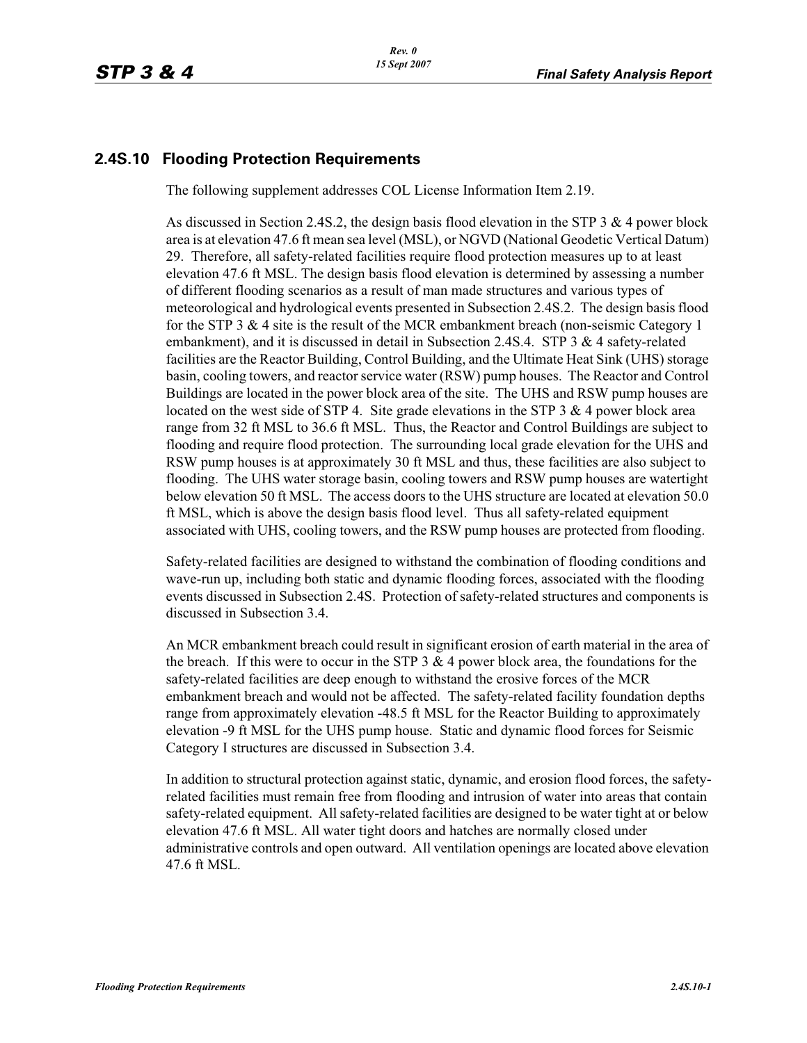## 2.4S.10 Flooding Protection Requirements

The following supplement addresses COL License Information Item 2.19.

As discussed in Section 2.4S.2, the design basis flood elevation in the STP 3 & 4 power block area is at elevation 47.6 ft mean sea level (MSL), or NGVD (National Geodetic Vertical Datum) 29. Therefore, all safety-related facilities require flood protection measures up to at least elevation 47.6 ft MSL. The design basis flood elevation is determined by assessing a number of different flooding scenarios as a result of man made structures and various types of meteorological and hydrological events presented in Subsection 2.4S.2. The design basis flood for the STP 3 & 4 site is the result of the MCR embankment breach (non-seismic Category 1 embankment), and it is discussed in detail in Subsection 2.4S.4. STP 3 & 4 safety-related facilities are the Reactor Building, Control Building, and the Ultimate Heat Sink (UHS) storage basin, cooling towers, and reactor service water (RSW) pump houses. The Reactor and Control Buildings are located in the power block area of the site. The UHS and RSW pump houses are located on the west side of STP 4. Site grade elevations in the STP 3 & 4 power block area range from 32 ft MSL to 36.6 ft MSL. Thus, the Reactor and Control Buildings are subject to flooding and require flood protection. The surrounding local grade elevation for the UHS and RSW pump houses is at approximately 30 ft MSL and thus, these facilities are also subject to flooding. The UHS water storage basin, cooling towers and RSW pump houses are watertight below elevation 50 ft MSL. The access doors to the UHS structure are located at elevation 50.0 ft MSL, which is above the design basis flood level. Thus all safety-related equipment associated with UHS, cooling towers, and the RSW pump houses are protected from flooding.

Safety-related facilities are designed to withstand the combination of flooding conditions and wave-run up, including both static and dynamic flooding forces, associated with the flooding events discussed in Subsection 2.4S. Protection of safety-related structures and components is discussed in Subsection 3.4.

An MCR embankment breach could result in significant erosion of earth material in the area of the breach. If this were to occur in the STP 3 & 4 power block area, the foundations for the safety-related facilities are deep enough to withstand the erosive forces of the MCR embankment breach and would not be affected. The safety-related facility foundation depths range from approximately elevation -48.5 ft MSL for the Reactor Building to approximately elevation -9 ft MSL for the UHS pump house. Static and dynamic flood forces for Seismic Category I structures are discussed in Subsection 3.4.

In addition to structural protection against static, dynamic, and erosion flood forces, the safety-related facilities must remain free from flooding and intrusion of water into areas that contain safety-related equipment. All safety-related facilities are designed to be water tight at or below elevation 47.6 ft MSL. All water tight doors and hatches are normally closed under administrative controls and open outward. All ventilation openings are located above elevation 47.6 ft MSL.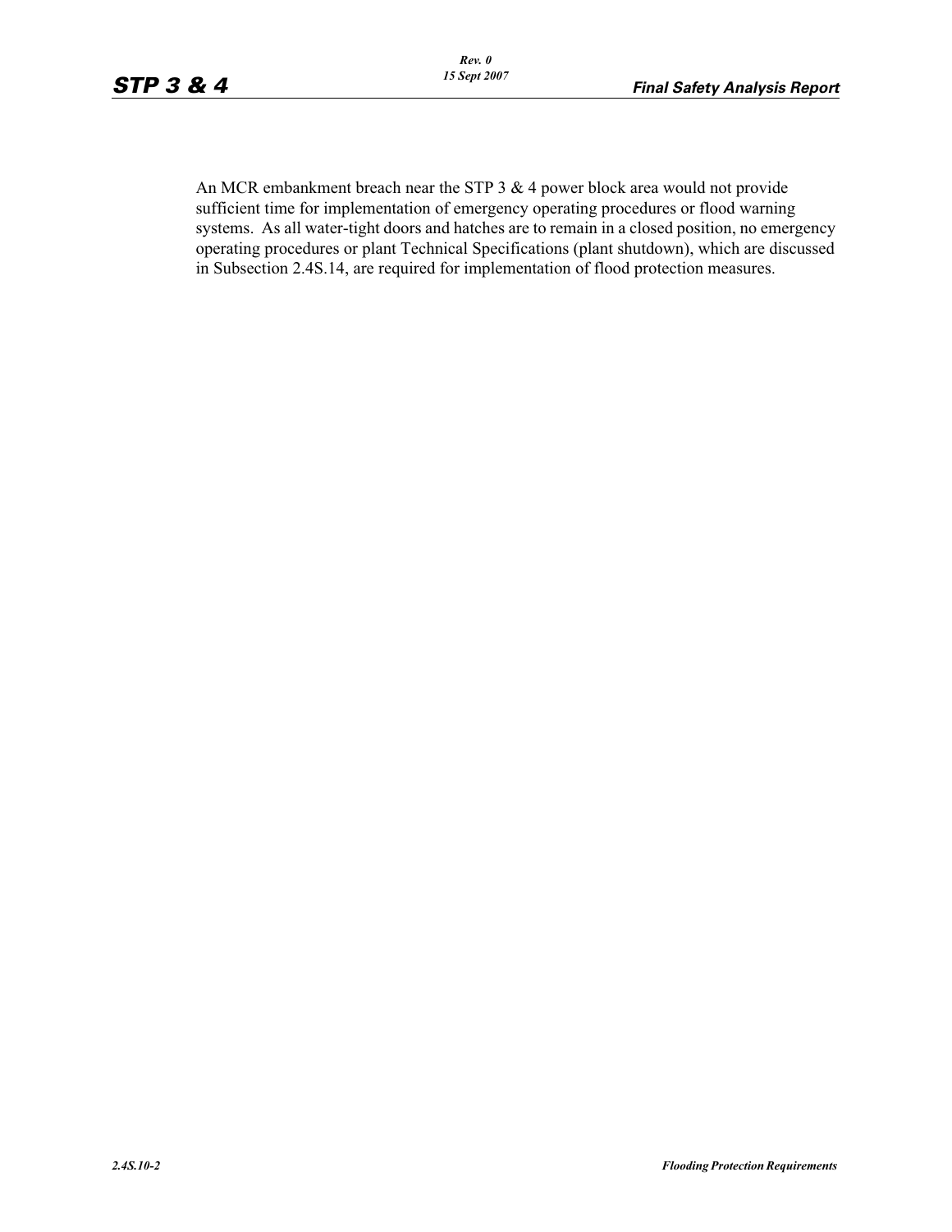An MCR embankment breach near the STP 3 & 4 power block area would not provide sufficient time for implementation of emergency operating procedures or flood warning systems. As all water-tight doors and hatches are to remain in a closed position, no emergency operating procedures or plant Technical Specifications (plant shutdown), which are discussed in Subsection 2.4S.14, are required for implementation of flood protection measures.